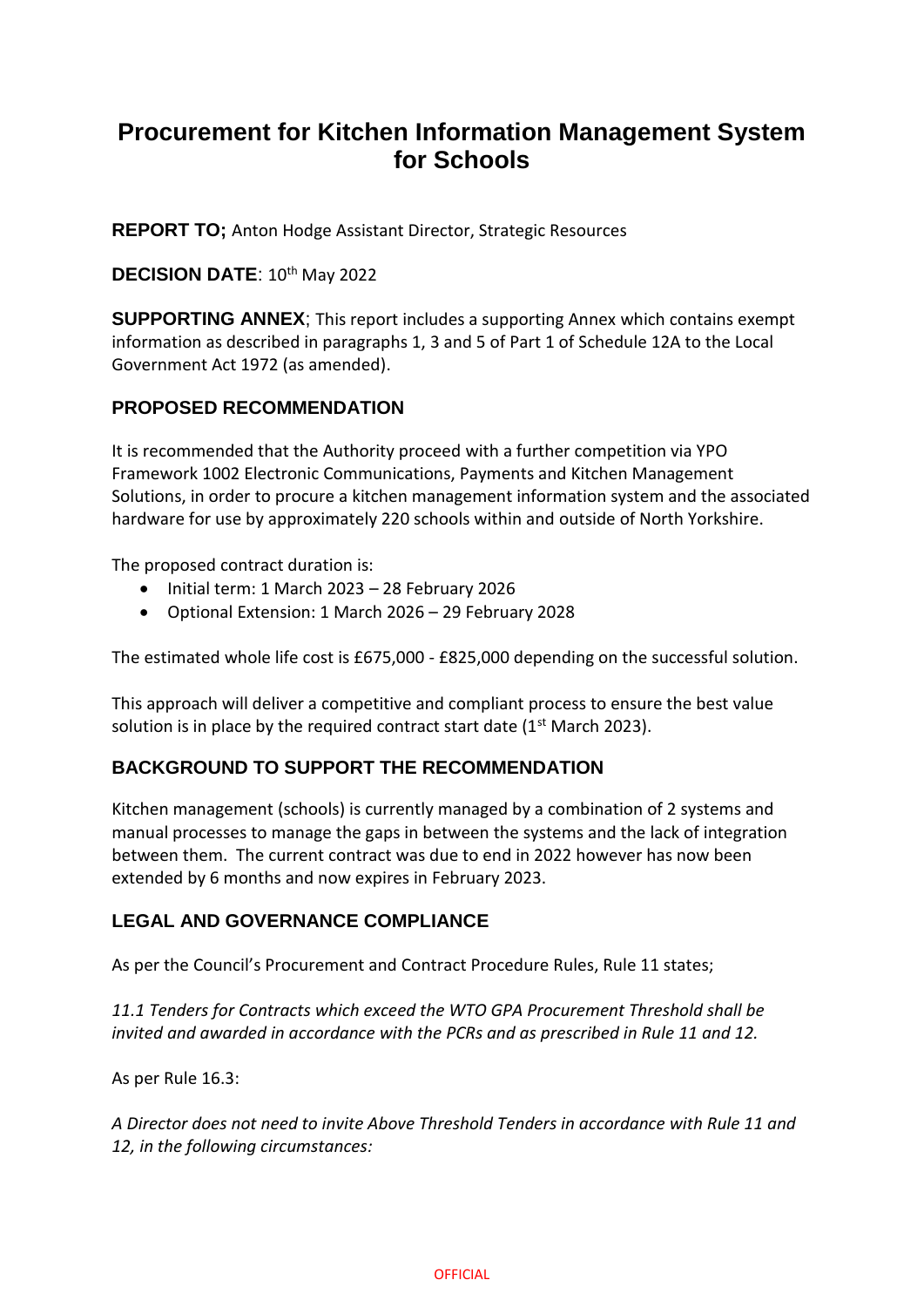# Procurement for Kitchen Information Management System for Schools

**REPORT TO;** Anton Hodge Assistant Director, Strategic Resources

**DECISION DATE**: 10th May 2022

**SUPPORTING ANNEX**; This report includes a supporting Annex which contains exempt information as described in paragraphs 1, 3 and 5 of Part 1 of Schedule 12A to the Local Government Act 1972 (as amended).

## PROPOSED RECOMMENDATION

It is recommended that the Authority proceed with a further competition via YPO Framework 1002 Electronic Communications, Payments and Kitchen Management Solutions, in order to procure a kitchen management information system and the associated hardware for use by approximately 220 schools within and outside of North Yorkshire.

The proposed contract duration is:

- Initial term: 1 March 2023 – 28 February 2026
- Optional Extension: 1 March 2026 – 29 February 2028

The estimated whole life cost is £675,000 - £825,000 depending on the successful solution.

This approach will deliver a competitive and compliant process to ensure the best value solution is in place by the required contract start date (1st March 2023).

## BACKGROUND TO SUPPORT THE RECOMMENDATION

Kitchen management (schools) is currently managed by a combination of 2 systems and manual processes to manage the gaps in between the systems and the lack of integration between them. The current contract was due to end in 2022 however has now been extended by 6 months and now expires in February 2023.

## LEGAL AND GOVERNANCE COMPLIANCE

As per the Council's Procurement and Contract Procedure Rules, Rule 11 states;

*11.1 Tenders for Contracts which exceed the WTO GPA Procurement Threshold shall be invited and awarded in accordance with the PCRs and as prescribed in Rule 11 and 12.*

As per Rule 16.3:

*A Director does not need to invite Above Threshold Tenders in accordance with Rule 11 and 12, in the following circumstances:*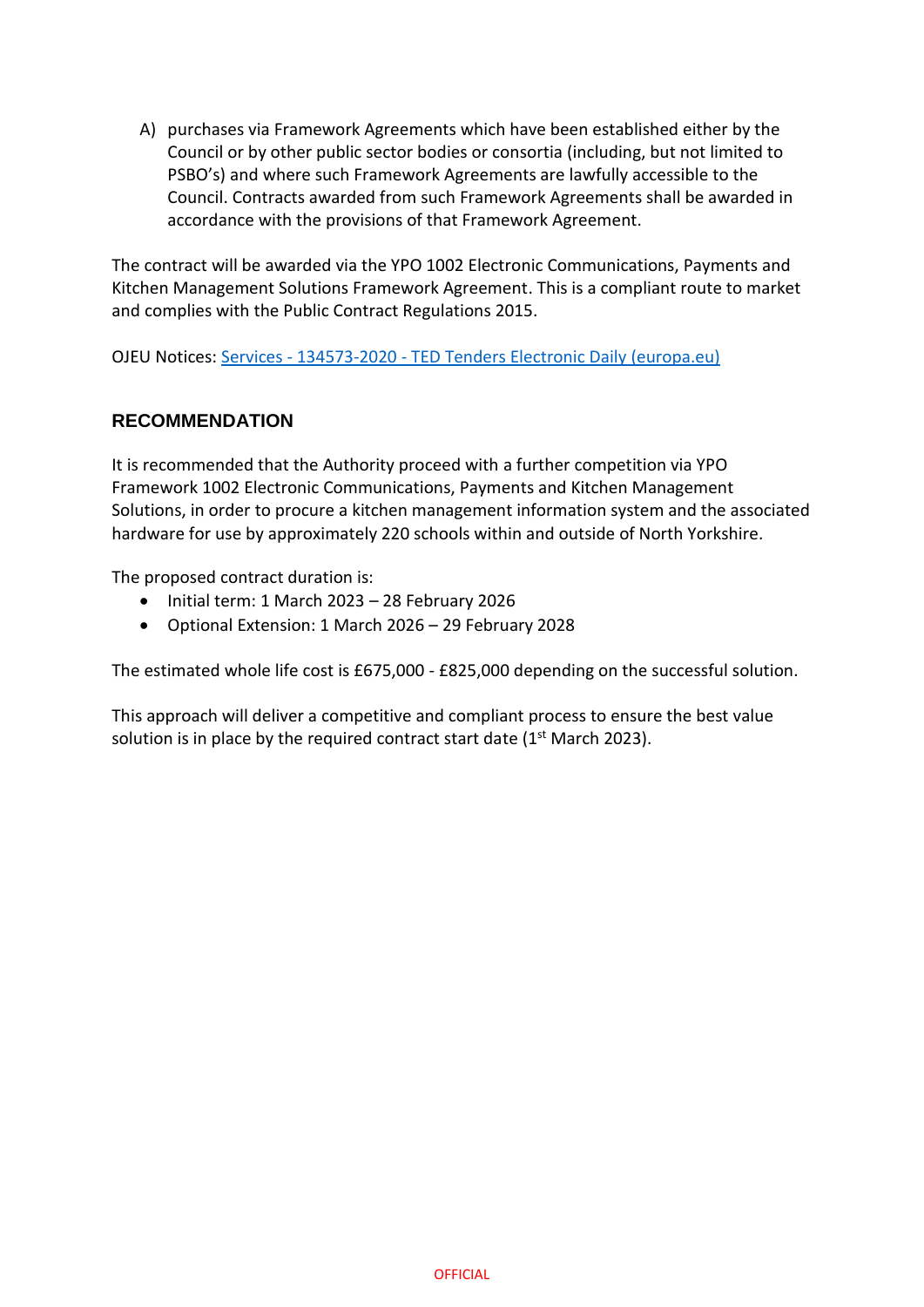A) purchases via Framework Agreements which have been established either by the Council or by other public sector bodies or consortia (including, but not limited to PSBO's) and where such Framework Agreements are lawfully accessible to the Council. Contracts awarded from such Framework Agreements shall be awarded in accordance with the provisions of that Framework Agreement.

The contract will be awarded via the YPO 1002 Electronic Communications, Payments and Kitchen Management Solutions Framework Agreement. This is a compliant route to market and complies with the Public Contract Regulations 2015.

OJEU Notices: [Services - 134573-2020 - TED Tenders Electronic Daily (europa.eu)]

## RECOMMENDATION

It is recommended that the Authority proceed with a further competition via YPO Framework 1002 Electronic Communications, Payments and Kitchen Management Solutions, in order to procure a kitchen management information system and the associated hardware for use by approximately 220 schools within and outside of North Yorkshire.

The proposed contract duration is:

- Initial term: 1 March 2023 – 28 February 2026
- Optional Extension: 1 March 2026 – 29 February 2028

The estimated whole life cost is £675,000 - £825,000 depending on the successful solution.

This approach will deliver a competitive and compliant process to ensure the best value solution is in place by the required contract start date (1st March 2023).

OFFICIAL